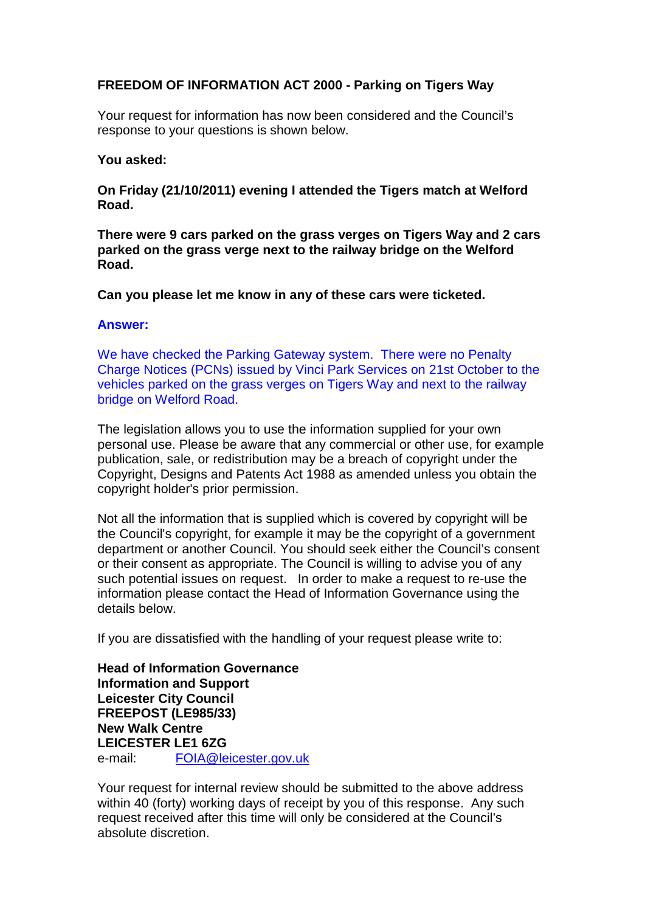**FREEDOM OF INFORMATION ACT 2000 - Parking on Tigers Way**

Your request for information has now been considered and the Council's response to your questions is shown below.

**You asked:**

**On Friday (21/10/2011) evening I attended the Tigers match at Welford Road.**

**There were 9 cars parked on the grass verges on Tigers Way and 2 cars parked on the grass verge next to the railway bridge on the Welford Road.**

**Can you please let me know in any of these cars were ticketed.**

**Answer:**

We have checked the Parking Gateway system. There were no Penalty Charge Notices (PCNs) issued by Vinci Park Services on 21st October to the vehicles parked on the grass verges on Tigers Way and next to the railway bridge on Welford Road.

The legislation allows you to use the information supplied for your own personal use. Please be aware that any commercial or other use, for example publication, sale, or redistribution may be a breach of copyright under the Copyright, Designs and Patents Act 1988 as amended unless you obtain the copyright holder's prior permission.

Not all the information that is supplied which is covered by copyright will be the Council's copyright, for example it may be the copyright of a government department or another Council. You should seek either the Council's consent or their consent as appropriate. The Council is willing to advise you of any such potential issues on request. In order to make a request to re-use the information please contact the Head of Information Governance using the details below.

If you are dissatisfied with the handling of your request please write to:

**Head of Information Governance**
**Information and Support**
**Leicester City Council**
**FREEPOST (LE985/33)**
**New Walk Centre**
**LEICESTER LE1 6ZG**
e-mail: FOIA@leicester.gov.uk

Your request for internal review should be submitted to the above address within 40 (forty) working days of receipt by you of this response. Any such request received after this time will only be considered at the Council's absolute discretion.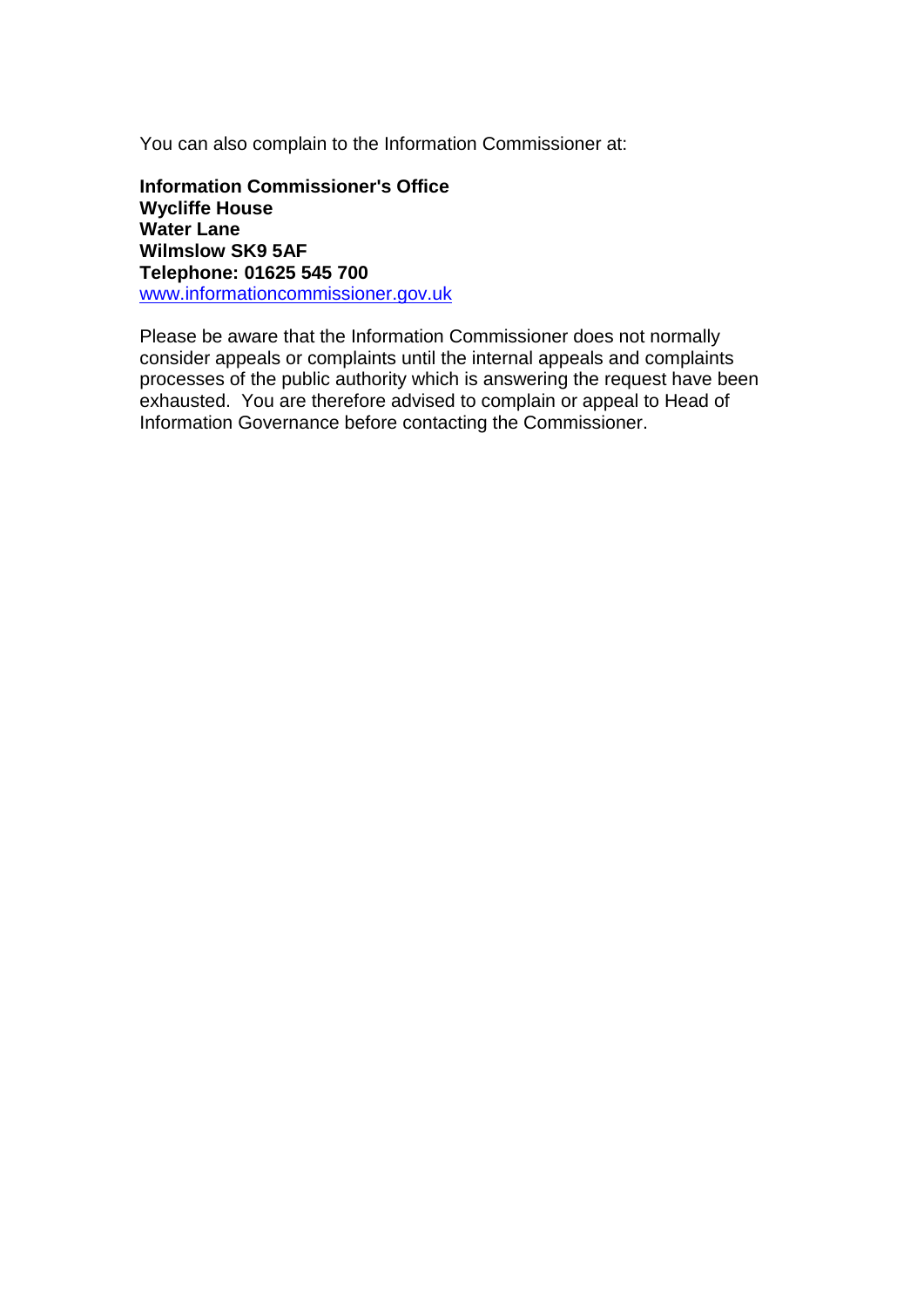You can also complain to the Information Commissioner at:

**Information Commissioner's Office**
**Wycliffe House**
**Water Lane**
**Wilmslow SK9 5AF**
**Telephone: 01625 545 700**
[www.informationcommissioner.gov.uk](http://www.informationcommissioner.gov.uk)

Please be aware that the Information Commissioner does not normally consider appeals or complaints until the internal appeals and complaints processes of the public authority which is answering the request have been exhausted. You are therefore advised to complain or appeal to Head of Information Governance before contacting the Commissioner.